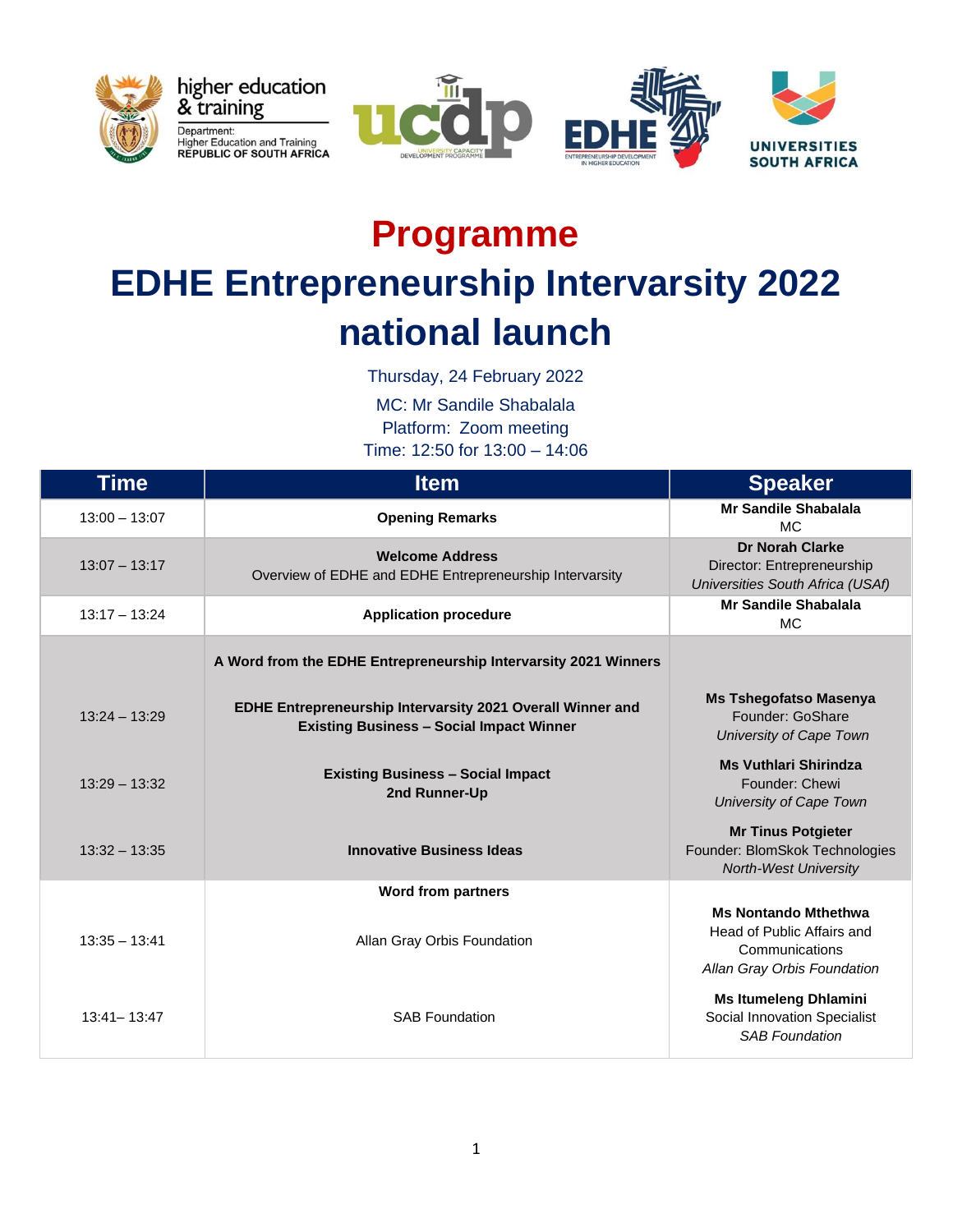higher education & training

Department:
Higher Education and Training
REPUBLIC OF SOUTH AFRICA

ucdp UNIVERSITY CAPACITY DEVELOPMENT PROGRAMME

EDHE ENTREPRENEURSHIP DEVELOPMENT IN HIGHER EDUCATION

UNIVERSITIES SOUTH AFRICA

# Programme

# EDHE Entrepreneurship Intervarsity 2022 national launch

Thursday, 24 February 2022

MC: Mr Sandile Shabalala
Platform: Zoom meeting
Time: 12:50 for 13:00 – 14:06

| Time | Item | Speaker |
|---|---|---|
| 13:00 – 13:07 | **Opening Remarks** | **Mr Sandile Shabalala**<br>MC |
| 13:07 – 13:17 | **Welcome Address**<br>Overview of EDHE and EDHE Entrepreneurship Intervarsity | **Dr Norah Clarke**<br>Director: Entrepreneurship<br>*Universities South Africa (USAf)* |
| 13:17 – 13:24 | **Application procedure** | **Mr Sandile Shabalala**<br>MC |
| | **A Word from the EDHE Entrepreneurship Intervarsity 2021 Winners** | |
| 13:24 – 13:29 | **EDHE Entrepreneurship Intervarsity 2021 Overall Winner and Existing Business – Social Impact Winner** | **Ms Tshegofatso Masenya**<br>Founder: GoShare<br>*University of Cape Town* |
| 13:29 – 13:32 | **Existing Business – Social Impact 2nd Runner-Up** | **Ms Vuthlari Shirindza**<br>Founder: Chewi<br>*University of Cape Town* |
| 13:32 – 13:35 | **Innovative Business Ideas** | **Mr Tinus Potgieter**<br>Founder: BlomSkok Technologies<br>*North-West University* |
| | **Word from partners** | |
| 13:35 – 13:41 | Allan Gray Orbis Foundation | **Ms Nontando Mthethwa**<br>Head of Public Affairs and Communications<br>*Allan Gray Orbis Foundation* |
| 13:41– 13:47 | SAB Foundation | **Ms Itumeleng Dhlamini**<br>Social Innovation Specialist<br>*SAB Foundation* |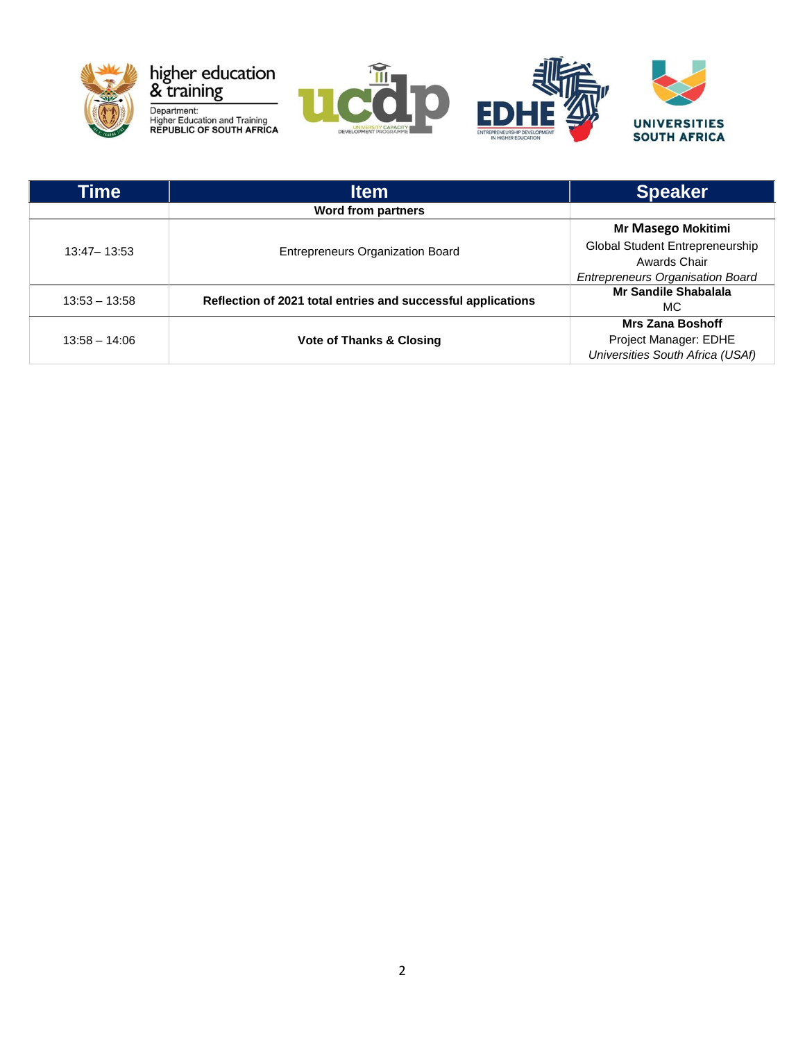| Time | Item | Speaker |
|---|---|---|
| | **Word from partners** | |
| 13:47– 13:53 | Entrepreneurs Organization Board | **Mr Masego Mokitimi** Global Student Entrepreneurship Awards Chair *Entrepreneurs Organisation Board* |
| 13:53 – 13:58 | **Reflection of 2021 total entries and successful applications** | **Mr Sandile Shabalala** MC |
| 13:58 – 14:06 | **Vote of Thanks & Closing** | **Mrs Zana Boshoff** Project Manager: EDHE *Universities South Africa (USAf)* |